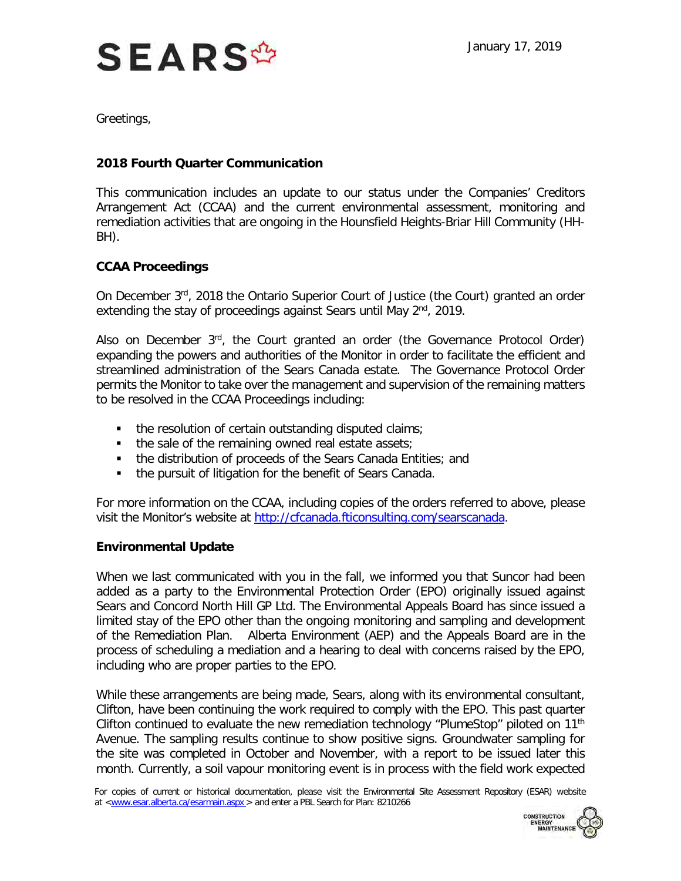SEARS

January 17, 2019

Greetings,

**2018 Fourth Quarter Communication**

This communication includes an update to our status under the Companies' Creditors Arrangement Act (CCAA) and the current environmental assessment, monitoring and remediation activities that are ongoing in the Hounsfield Heights-Briar Hill Community (HH-BH).

**CCAA Proceedings**

On December 3rd, 2018 the Ontario Superior Court of Justice (the Court) granted an order extending the stay of proceedings against Sears until May 2nd, 2019.

Also on December 3rd, the Court granted an order (the Governance Protocol Order) expanding the powers and authorities of the Monitor in order to facilitate the efficient and streamlined administration of the Sears Canada estate. The Governance Protocol Order permits the Monitor to take over the management and supervision of the remaining matters to be resolved in the CCAA Proceedings including:

- the resolution of certain outstanding disputed claims;
- the sale of the remaining owned real estate assets;
- the distribution of proceeds of the Sears Canada Entities; and
- the pursuit of litigation for the benefit of Sears Canada.

For more information on the CCAA, including copies of the orders referred to above, please visit the Monitor's website at http://cfcanada.fticonsulting.com/searscanada.

**Environmental Update**

When we last communicated with you in the fall, we informed you that Suncor had been added as a party to the Environmental Protection Order (EPO) originally issued against Sears and Concord North Hill GP Ltd. The Environmental Appeals Board has since issued a limited stay of the EPO other than the ongoing monitoring and sampling and development of the Remediation Plan. Alberta Environment (AEP) and the Appeals Board are in the process of scheduling a mediation and a hearing to deal with concerns raised by the EPO, including who are proper parties to the EPO.

While these arrangements are being made, Sears, along with its environmental consultant, Clifton, have been continuing the work required to comply with the EPO. This past quarter Clifton continued to evaluate the new remediation technology "PlumeStop" piloted on 11th Avenue. The sampling results continue to show positive signs. Groundwater sampling for the site was completed in October and November, with a report to be issued later this month. Currently, a soil vapour monitoring event is in process with the field work expected

For copies of current or historical documentation, please visit the Environmental Site Assessment Repository (ESAR) website at <www.esar.alberta.ca/esarmain.aspx > and enter a PBL Search for Plan: 8210266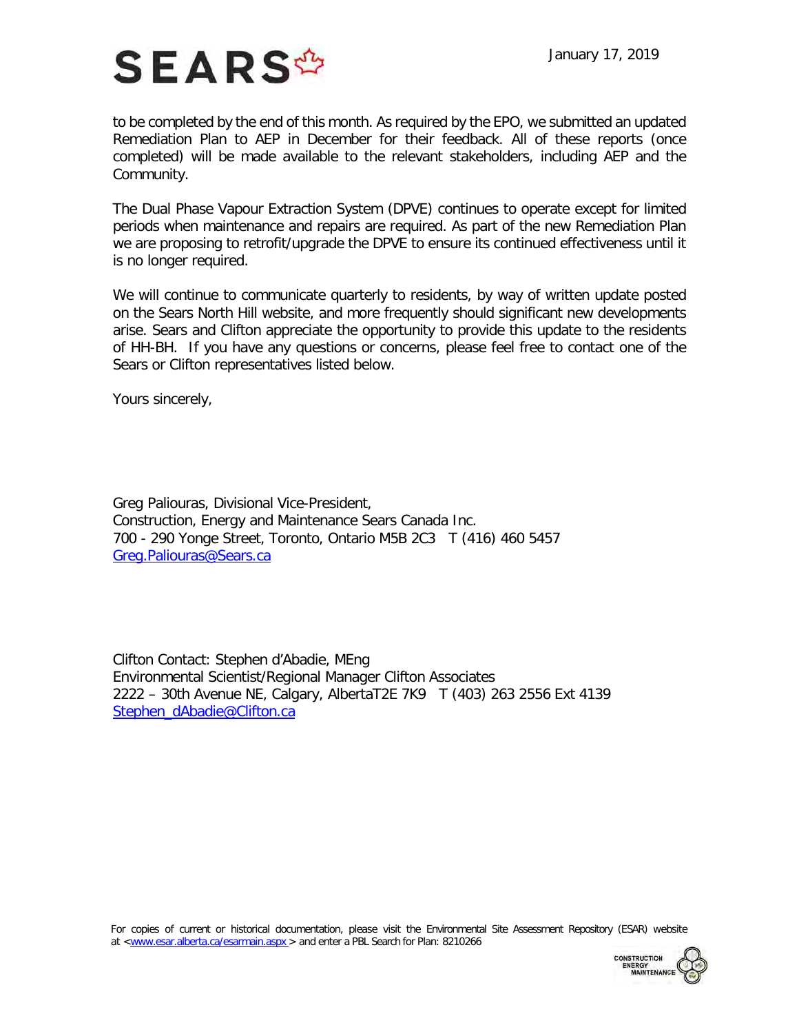January 17, 2019

to be completed by the end of this month. As required by the EPO, we submitted an updated Remediation Plan to AEP in December for their feedback. All of these reports (once completed) will be made available to the relevant stakeholders, including AEP and the Community.

The Dual Phase Vapour Extraction System (DPVE) continues to operate except for limited periods when maintenance and repairs are required. As part of the new Remediation Plan we are proposing to retrofit/upgrade the DPVE to ensure its continued effectiveness until it is no longer required.

We will continue to communicate quarterly to residents, by way of written update posted on the Sears North Hill website, and more frequently should significant new developments arise. Sears and Clifton appreciate the opportunity to provide this update to the residents of HH-BH. If you have any questions or concerns, please feel free to contact one of the Sears or Clifton representatives listed below.

Yours sincerely,

Greg Paliouras, Divisional Vice-President,
Construction, Energy and Maintenance Sears Canada Inc.
700 - 290 Yonge Street, Toronto, Ontario M5B 2C3 T (416) 460 5457
Greg.Paliouras@Sears.ca

Clifton Contact: Stephen d'Abadie, MEng
Environmental Scientist/Regional Manager Clifton Associates
2222 – 30th Avenue NE, Calgary, AlbertaT2E 7K9 T (403) 263 2556 Ext 4139
Stephen_dAbadie@Clifton.ca

For copies of current or historical documentation, please visit the Environmental Site Assessment Repository (ESAR) website at <www.esar.alberta.ca/esarmain.aspx > and enter a PBL Search for Plan: 8210266